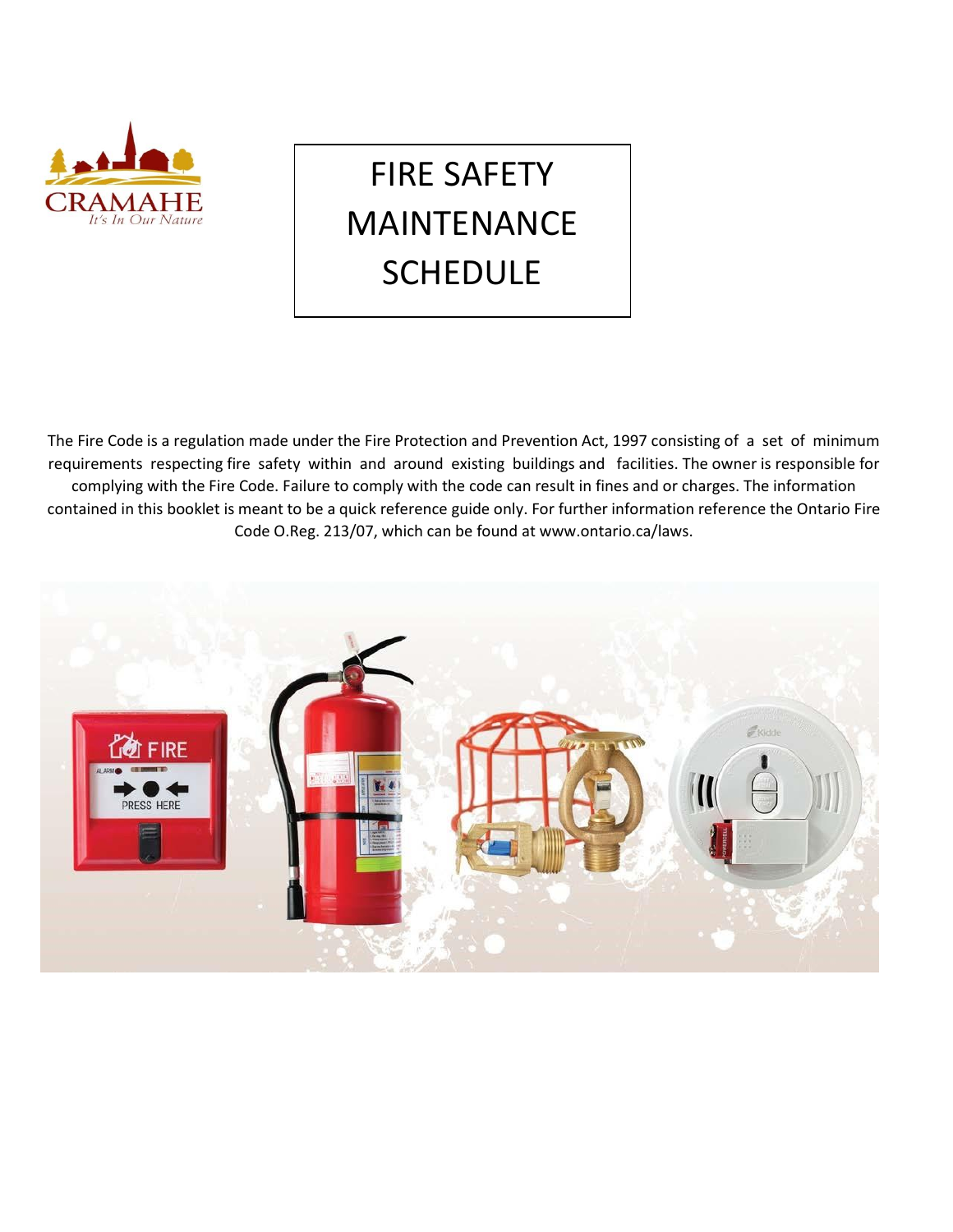# FIRE SAFETY MAINTENANCE SCHEDULE

The Fire Code is a regulation made under the Fire Protection and Prevention Act, 1997 consisting of a set of minimum requirements respecting fire safety within and around existing buildings and facilities. The owner is responsible for complying with the Fire Code. Failure to comply with the code can result in fines and or charges. The information contained in this booklet is meant to be a quick reference guide only. For further information reference the Ontario Fire Code O.Reg. 213/07, which can be found at www.ontario.ca/laws.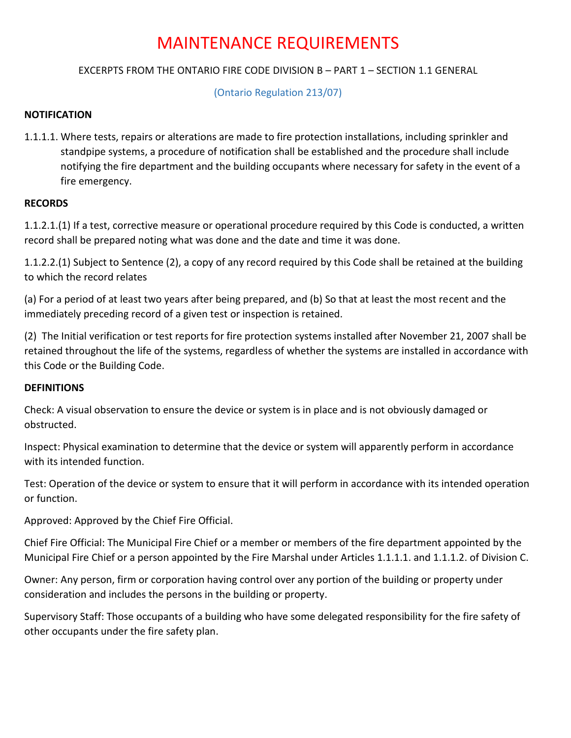# MAINTENANCE REQUIREMENTS

EXCERPTS FROM THE ONTARIO FIRE CODE DIVISION B – PART 1 – SECTION 1.1 GENERAL

(Ontario Regulation 213/07)

**NOTIFICATION**

1.1.1.1. Where tests, repairs or alterations are made to fire protection installations, including sprinkler and standpipe systems, a procedure of notification shall be established and the procedure shall include notifying the fire department and the building occupants where necessary for safety in the event of a fire emergency.

**RECORDS**

1.1.2.1.(1) If a test, corrective measure or operational procedure required by this Code is conducted, a written record shall be prepared noting what was done and the date and time it was done.

1.1.2.2.(1) Subject to Sentence (2), a copy of any record required by this Code shall be retained at the building to which the record relates

(a) For a period of at least two years after being prepared, and (b) So that at least the most recent and the immediately preceding record of a given test or inspection is retained.

(2) The Initial verification or test reports for fire protection systems installed after November 21, 2007 shall be retained throughout the life of the systems, regardless of whether the systems are installed in accordance with this Code or the Building Code.

**DEFINITIONS**

Check: A visual observation to ensure the device or system is in place and is not obviously damaged or obstructed.

Inspect: Physical examination to determine that the device or system will apparently perform in accordance with its intended function.

Test: Operation of the device or system to ensure that it will perform in accordance with its intended operation or function.

Approved: Approved by the Chief Fire Official.

Chief Fire Official: The Municipal Fire Chief or a member or members of the fire department appointed by the Municipal Fire Chief or a person appointed by the Fire Marshal under Articles 1.1.1.1. and 1.1.1.2. of Division C.

Owner: Any person, firm or corporation having control over any portion of the building or property under consideration and includes the persons in the building or property.

Supervisory Staff: Those occupants of a building who have some delegated responsibility for the fire safety of other occupants under the fire safety plan.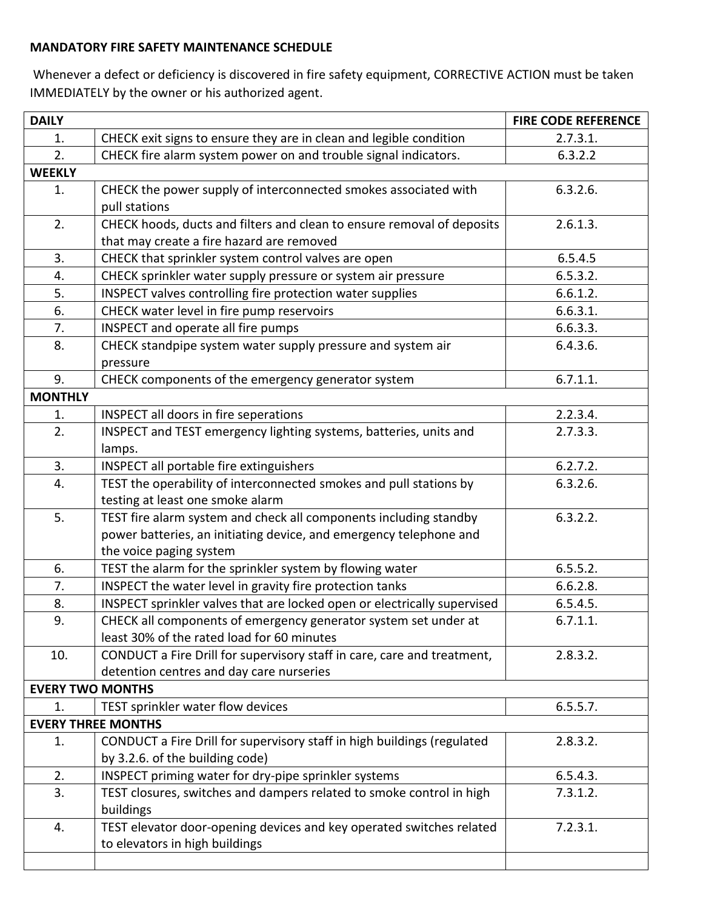**MANDATORY FIRE SAFETY MAINTENANCE SCHEDULE**

Whenever a defect or deficiency is discovered in fire safety equipment, CORRECTIVE ACTION must be taken IMMEDIATELY by the owner or his authorized agent.

| **DAILY** | | **FIRE CODE REFERENCE** |
|---|---|---|
| 1. | CHECK exit signs to ensure they are in clean and legible condition | 2.7.3.1. |
| 2. | CHECK fire alarm system power on and trouble signal indicators. | 6.3.2.2 |
| **WEEKLY** | | |
| 1. | CHECK the power supply of interconnected smokes associated with pull stations | 6.3.2.6. |
| 2. | CHECK hoods, ducts and filters and clean to ensure removal of deposits that may create a fire hazard are removed | 2.6.1.3. |
| 3. | CHECK that sprinkler system control valves are open | 6.5.4.5 |
| 4. | CHECK sprinkler water supply pressure or system air pressure | 6.5.3.2. |
| 5. | INSPECT valves controlling fire protection water supplies | 6.6.1.2. |
| 6. | CHECK water level in fire pump reservoirs | 6.6.3.1. |
| 7. | INSPECT and operate all fire pumps | 6.6.3.3. |
| 8. | CHECK standpipe system water supply pressure and system air pressure | 6.4.3.6. |
| 9. | CHECK components of the emergency generator system | 6.7.1.1. |
| **MONTHLY** | | |
| 1. | INSPECT all doors in fire seperations | 2.2.3.4. |
| 2. | INSPECT and TEST emergency lighting systems, batteries, units and lamps. | 2.7.3.3. |
| 3. | INSPECT all portable fire extinguishers | 6.2.7.2. |
| 4. | TEST the operability of interconnected smokes and pull stations by testing at least one smoke alarm | 6.3.2.6. |
| 5. | TEST fire alarm system and check all components including standby power batteries, an initiating device, and emergency telephone and the voice paging system | 6.3.2.2. |
| 6. | TEST the alarm for the sprinkler system by flowing water | 6.5.5.2. |
| 7. | INSPECT the water level in gravity fire protection tanks | 6.6.2.8. |
| 8. | INSPECT sprinkler valves that are locked open or electrically supervised | 6.5.4.5. |
| 9. | CHECK all components of emergency generator system set under at least 30% of the rated load for 60 minutes | 6.7.1.1. |
| 10. | CONDUCT a Fire Drill for supervisory staff in care, care and treatment, detention centres and day care nurseries | 2.8.3.2. |
| **EVERY TWO MONTHS** | | |
| 1. | TEST sprinkler water flow devices | 6.5.5.7. |
| **EVERY THREE MONTHS** | | |
| 1. | CONDUCT a Fire Drill for supervisory staff in high buildings (regulated by 3.2.6. of the building code) | 2.8.3.2. |
| 2. | INSPECT priming water for dry-pipe sprinkler systems | 6.5.4.3. |
| 3. | TEST closures, switches and dampers related to smoke control in high buildings | 7.3.1.2. |
| 4. | TEST elevator door-opening devices and key operated switches related to elevators in high buildings | 7.2.3.1. |
| | | |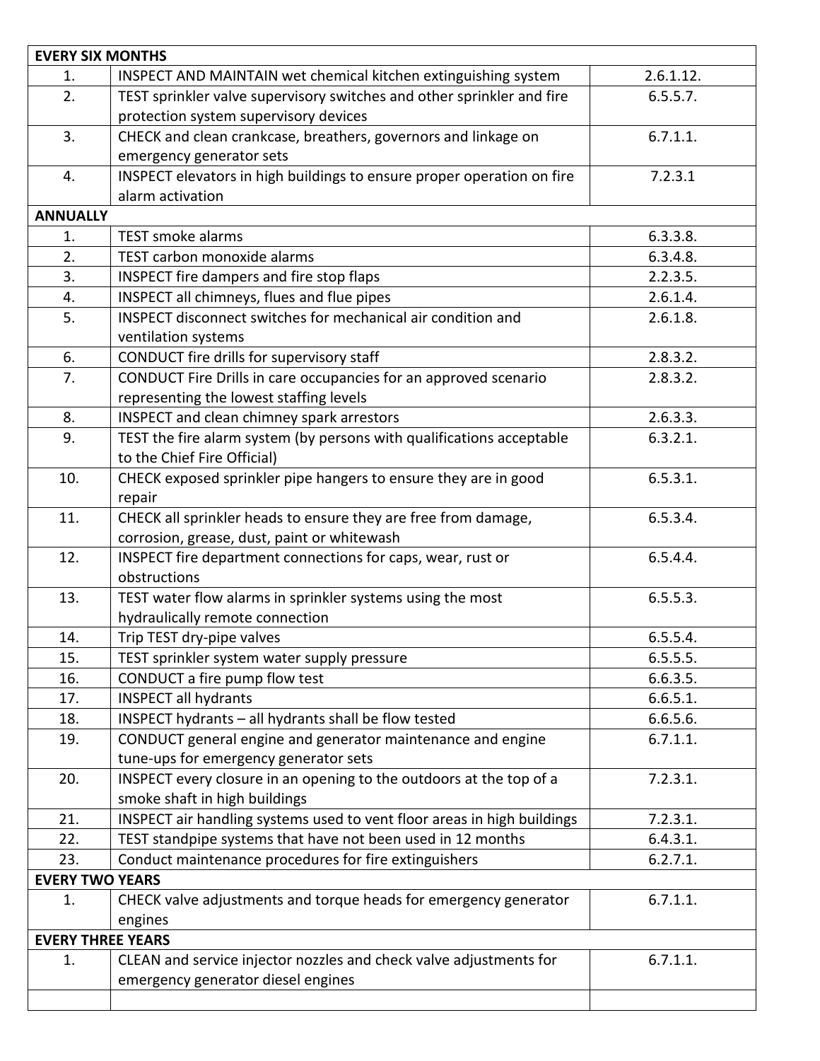| | | |
|---|---|---|
| **EVERY SIX MONTHS** | | |
| 1. | INSPECT AND MAINTAIN wet chemical kitchen extinguishing system | 2.6.1.12. |
| 2. | TEST sprinkler valve supervisory switches and other sprinkler and fire protection system supervisory devices | 6.5.5.7. |
| 3. | CHECK and clean crankcase, breathers, governors and linkage on emergency generator sets | 6.7.1.1. |
| 4. | INSPECT elevators in high buildings to ensure proper operation on fire alarm activation | 7.2.3.1 |
| **ANNUALLY** | | |
| 1. | TEST smoke alarms | 6.3.3.8. |
| 2. | TEST carbon monoxide alarms | 6.3.4.8. |
| 3. | INSPECT fire dampers and fire stop flaps | 2.2.3.5. |
| 4. | INSPECT all chimneys, flues and flue pipes | 2.6.1.4. |
| 5. | INSPECT disconnect switches for mechanical air condition and ventilation systems | 2.6.1.8. |
| 6. | CONDUCT fire drills for supervisory staff | 2.8.3.2. |
| 7. | CONDUCT Fire Drills in care occupancies for an approved scenario representing the lowest staffing levels | 2.8.3.2. |
| 8. | INSPECT and clean chimney spark arrestors | 2.6.3.3. |
| 9. | TEST the fire alarm system (by persons with qualifications acceptable to the Chief Fire Official) | 6.3.2.1. |
| 10. | CHECK exposed sprinkler pipe hangers to ensure they are in good repair | 6.5.3.1. |
| 11. | CHECK all sprinkler heads to ensure they are free from damage, corrosion, grease, dust, paint or whitewash | 6.5.3.4. |
| 12. | INSPECT fire department connections for caps, wear, rust or obstructions | 6.5.4.4. |
| 13. | TEST water flow alarms in sprinkler systems using the most hydraulically remote connection | 6.5.5.3. |
| 14. | Trip TEST dry-pipe valves | 6.5.5.4. |
| 15. | TEST sprinkler system water supply pressure | 6.5.5.5. |
| 16. | CONDUCT a fire pump flow test | 6.6.3.5. |
| 17. | INSPECT all hydrants | 6.6.5.1. |
| 18. | INSPECT hydrants – all hydrants shall be flow tested | 6.6.5.6. |
| 19. | CONDUCT general engine and generator maintenance and engine tune-ups for emergency generator sets | 6.7.1.1. |
| 20. | INSPECT every closure in an opening to the outdoors at the top of a smoke shaft in high buildings | 7.2.3.1. |
| 21. | INSPECT air handling systems used to vent floor areas in high buildings | 7.2.3.1. |
| 22. | TEST standpipe systems that have not been used in 12 months | 6.4.3.1. |
| 23. | Conduct maintenance procedures for fire extinguishers | 6.2.7.1. |
| **EVERY TWO YEARS** | | |
| 1. | CHECK valve adjustments and torque heads for emergency generator engines | 6.7.1.1. |
| **EVERY THREE YEARS** | | |
| 1. | CLEAN and service injector nozzles and check valve adjustments for emergency generator diesel engines | 6.7.1.1. |
| | | |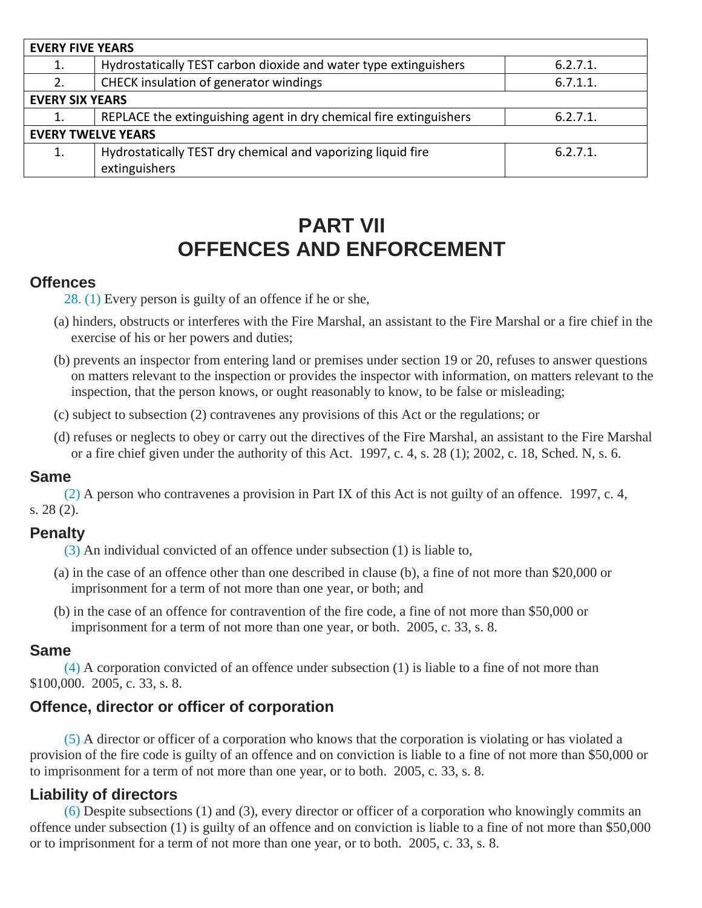| | | |
|---|---|---|
| **EVERY FIVE YEARS** | | |
| 1. | Hydrostatically TEST carbon dioxide and water type extinguishers | 6.2.7.1. |
| 2. | CHECK insulation of generator windings | 6.7.1.1. |
| **EVERY SIX YEARS** | | |
| 1. | REPLACE the extinguishing agent in dry chemical fire extinguishers | 6.2.7.1. |
| **EVERY TWELVE YEARS** | | |
| 1. | Hydrostatically TEST dry chemical and vaporizing liquid fire extinguishers | 6.2.7.1. |

# PART VII
# OFFENCES AND ENFORCEMENT

### Offences

28. (1) Every person is guilty of an offence if he or she,

(a) hinders, obstructs or interferes with the Fire Marshal, an assistant to the Fire Marshal or a fire chief in the exercise of his or her powers and duties;

(b) prevents an inspector from entering land or premises under section 19 or 20, refuses to answer questions on matters relevant to the inspection or provides the inspector with information, on matters relevant to the inspection, that the person knows, or ought reasonably to know, to be false or misleading;

(c) subject to subsection (2) contravenes any provisions of this Act or the regulations; or

(d) refuses or neglects to obey or carry out the directives of the Fire Marshal, an assistant to the Fire Marshal or a fire chief given under the authority of this Act. 1997, c. 4, s. 28 (1); 2002, c. 18, Sched. N, s. 6.

### Same

(2) A person who contravenes a provision in Part IX of this Act is not guilty of an offence. 1997, c. 4, s. 28 (2).

### Penalty

(3) An individual convicted of an offence under subsection (1) is liable to,

(a) in the case of an offence other than one described in clause (b), a fine of not more than $20,000 or imprisonment for a term of not more than one year, or both; and

(b) in the case of an offence for contravention of the fire code, a fine of not more than $50,000 or imprisonment for a term of not more than one year, or both. 2005, c. 33, s. 8.

### Same

(4) A corporation convicted of an offence under subsection (1) is liable to a fine of not more than $100,000. 2005, c. 33, s. 8.

### Offence, director or officer of corporation

(5) A director or officer of a corporation who knows that the corporation is violating or has violated a provision of the fire code is guilty of an offence and on conviction is liable to a fine of not more than $50,000 or to imprisonment for a term of not more than one year, or to both. 2005, c. 33, s. 8.

### Liability of directors

(6) Despite subsections (1) and (3), every director or officer of a corporation who knowingly commits an offence under subsection (1) is guilty of an offence and on conviction is liable to a fine of not more than $50,000 or to imprisonment for a term of not more than one year, or to both. 2005, c. 33, s. 8.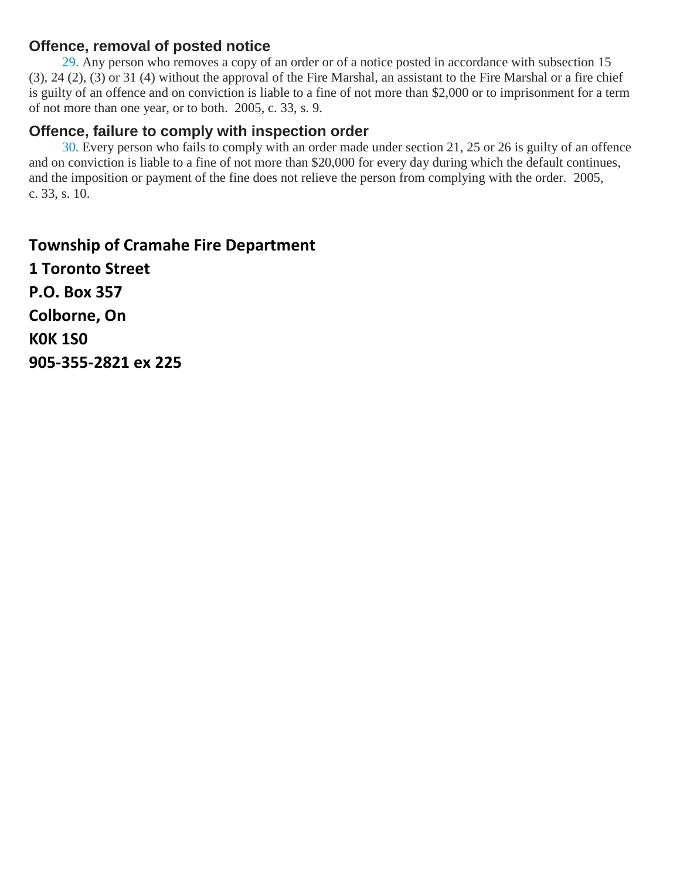### Offence, removal of posted notice

29. Any person who removes a copy of an order or of a notice posted in accordance with subsection 15 (3), 24 (2), (3) or 31 (4) without the approval of the Fire Marshal, an assistant to the Fire Marshal or a fire chief is guilty of an offence and on conviction is liable to a fine of not more than $2,000 or to imprisonment for a term of not more than one year, or to both. 2005, c. 33, s. 9.

### Offence, failure to comply with inspection order

30. Every person who fails to comply with an order made under section 21, 25 or 26 is guilty of an offence and on conviction is liable to a fine of not more than $20,000 for every day during which the default continues, and the imposition or payment of the fine does not relieve the person from complying with the order. 2005, c. 33, s. 10.

**Township of Cramahe Fire Department**

**1 Toronto Street**

**P.O. Box 357**

**Colborne, On**

**K0K 1S0**

**905-355-2821 ex 225**